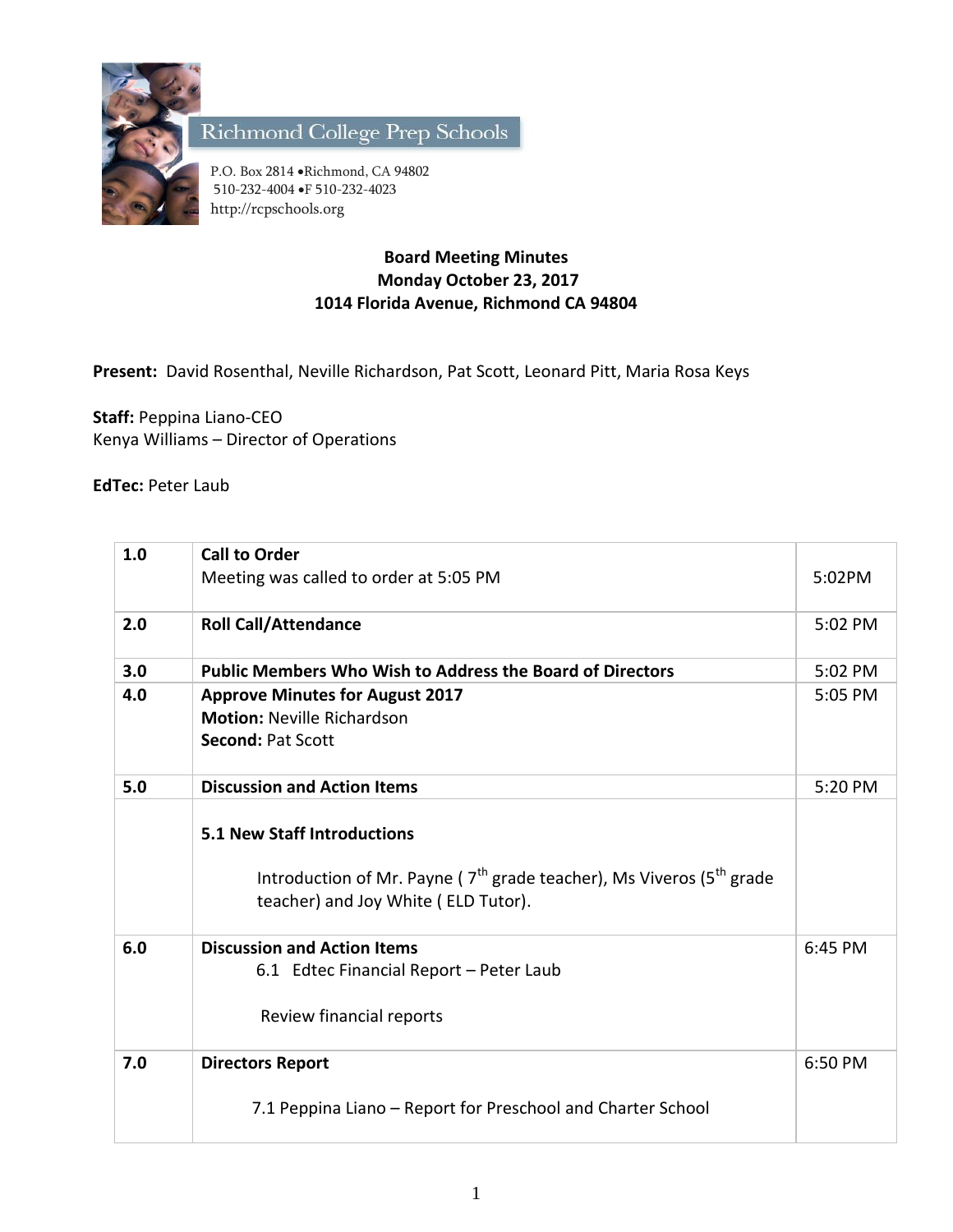Richmond College Prep Schools

P.O. Box 2814 •Richmond, CA 94802
510-232-4004 •F 510-232-4023
http://rcpschools.org

**Board Meeting Minutes**
**Monday October 23, 2017**
**1014 Florida Avenue, Richmond CA 94804**

**Present:** David Rosenthal, Neville Richardson, Pat Scott, Leonard Pitt, Maria Rosa Keys

**Staff:** Peppina Liano-CEO
Kenya Williams – Director of Operations

**EdTec:** Peter Laub

| | | |
|---|---|---|
| 1.0 | **Call to Order**<br>Meeting was called to order at 5:05 PM | 5:02PM |
| 2.0 | **Roll Call/Attendance** | 5:02 PM |
| 3.0 | **Public Members Who Wish to Address the Board of Directors** | 5:02 PM |
| 4.0 | **Approve Minutes for August 2017**<br>**Motion:** Neville Richardson<br>**Second:** Pat Scott | 5:05 PM |
| 5.0 | **Discussion and Action Items** | 5:20 PM |
| | **5.1 New Staff Introductions**<br>Introduction of Mr. Payne ( 7th grade teacher), Ms Viveros (5th grade teacher) and Joy White ( ELD Tutor). | |
| 6.0 | **Discussion and Action Items**<br>6.1 Edtec Financial Report – Peter Laub<br>Review financial reports | 6:45 PM |
| 7.0 | **Directors Report**<br>7.1 Peppina Liano – Report for Preschool and Charter School | 6:50 PM |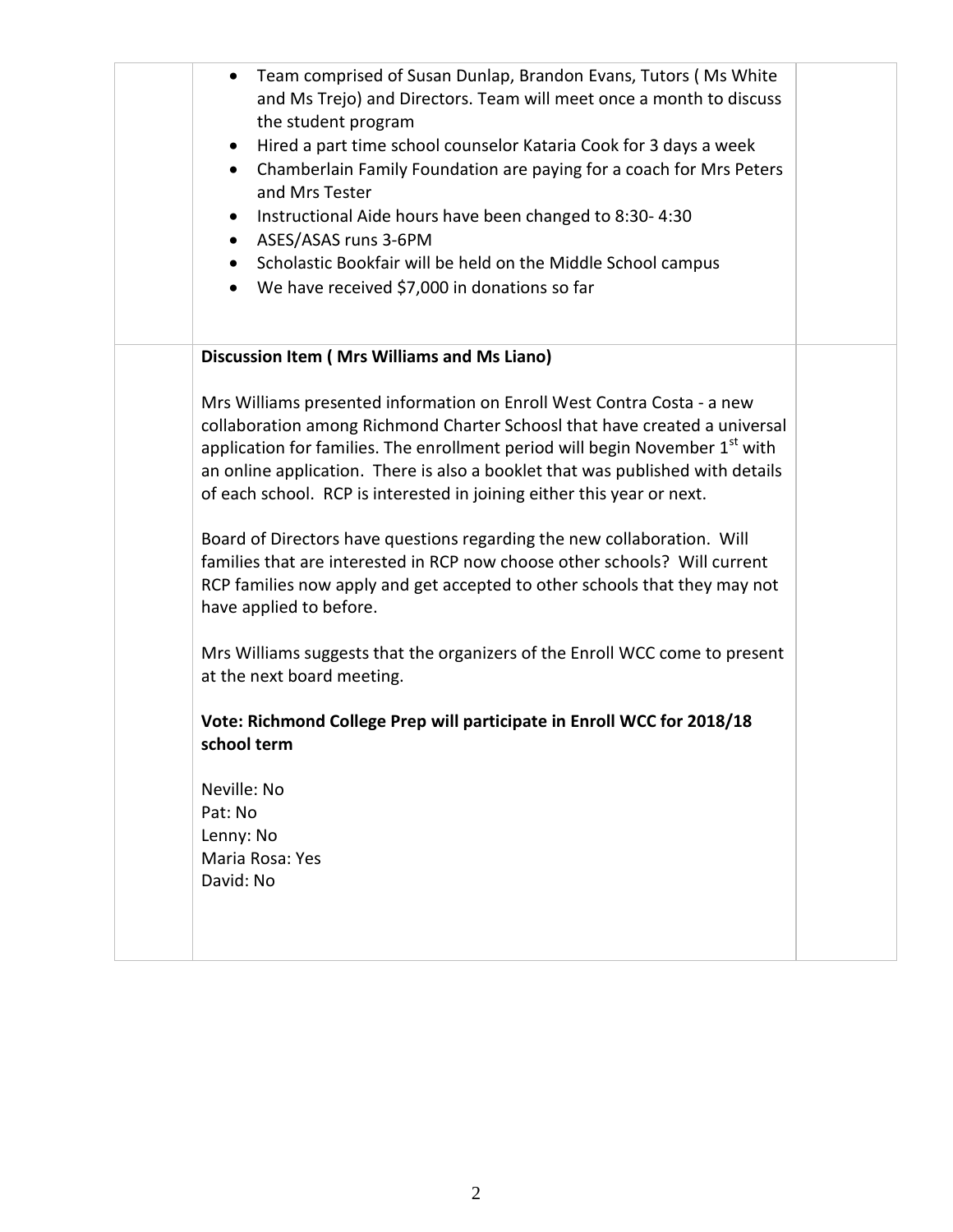- Team comprised of Susan Dunlap, Brandon Evans, Tutors ( Ms White and Ms Trejo) and Directors. Team will meet once a month to discuss the student program
- Hired a part time school counselor Kataria Cook for 3 days a week
- Chamberlain Family Foundation are paying for a coach for Mrs Peters and Mrs Tester
- Instructional Aide hours have been changed to 8:30- 4:30
- ASES/ASAS runs 3-6PM
- Scholastic Bookfair will be held on the Middle School campus
- We have received $7,000 in donations so far

**Discussion Item ( Mrs Williams and Ms Liano)**

Mrs Williams presented information on Enroll West Contra Costa - a new collaboration among Richmond Charter Schoosl that have created a universal application for families. The enrollment period will begin November 1st with an online application. There is also a booklet that was published with details of each school. RCP is interested in joining either this year or next.

Board of Directors have questions regarding the new collaboration. Will families that are interested in RCP now choose other schools? Will current RCP families now apply and get accepted to other schools that they may not have applied to before.

Mrs Williams suggests that the organizers of the Enroll WCC come to present at the next board meeting.

**Vote: Richmond College Prep will participate in Enroll WCC for 2018/18 school term**

Neville: No
Pat: No
Lenny: No
Maria Rosa: Yes
David: No